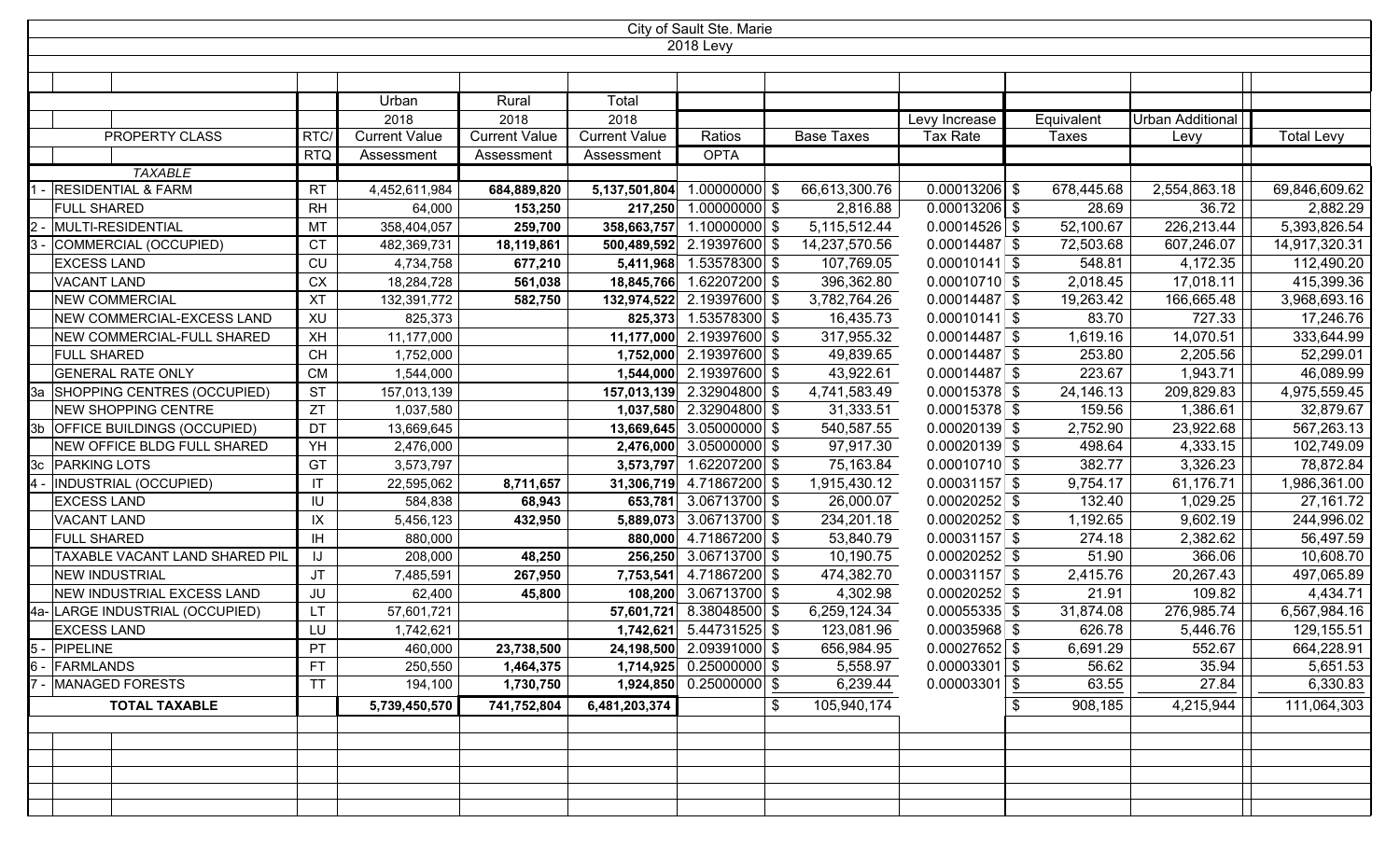# City of Sault Ste. Marie

## 2018 Levy

| PROPERTY CLASS | RTC/RTQ | Urban 2018 Current Value Assessment | Rural 2018 Current Value Assessment | Total 2018 Current Value Assessment | Ratios OPTA | Base Taxes | Levy Increase Tax Rate | Equivalent Taxes | Urban Additional Levy | Total Levy |
|---|---|---|---|---|---|---|---|---|---|---|
| *TAXABLE* | | | | | | | | | | |
| 1 - RESIDENTIAL & FARM | RT | 4,452,611,984 | **684,889,820** | **5,137,501,804** | 1.00000000 | $ 66,613,300.76 | 0.00013206 | $ 678,445.68 | 2,554,863.18 | 69,846,609.62 |
| FULL SHARED | RH | 64,000 | **153,250** | **217,250** | 1.00000000 | $ 2,816.88 | 0.00013206 | $ 28.69 | 36.72 | 2,882.29 |
| 2 - MULTI-RESIDENTIAL | MT | 358,404,057 | **259,700** | **358,663,757** | 1.10000000 | $ 5,115,512.44 | 0.00014526 | $ 52,100.67 | 226,213.44 | 5,393,826.54 |
| 3 - COMMERCIAL (OCCUPIED) | CT | 482,369,731 | **18,119,861** | **500,489,592** | 2.19397600 | $ 14,237,570.56 | 0.00014487 | $ 72,503.68 | 607,246.07 | 14,917,320.31 |
| EXCESS LAND | CU | 4,734,758 | **677,210** | **5,411,968** | 1.53578300 | $ 107,769.05 | 0.00010141 | $ 548.81 | 4,172.35 | 112,490.20 |
| VACANT LAND | CX | 18,284,728 | **561,038** | **18,845,766** | 1.62207200 | $ 396,362.80 | 0.00010710 | $ 2,018.45 | 17,018.11 | 415,399.36 |
| NEW COMMERCIAL | XT | 132,391,772 | **582,750** | **132,974,522** | 2.19397600 | $ 3,782,764.26 | 0.00014487 | $ 19,263.42 | 166,665.48 | 3,968,693.16 |
| NEW COMMERCIAL-EXCESS LAND | XU | 825,373 | | **825,373** | 1.53578300 | $ 16,435.73 | 0.00010141 | $ 83.70 | 727.33 | 17,246.76 |
| NEW COMMERCIAL-FULL SHARED | XH | 11,177,000 | | **11,177,000** | 2.19397600 | $ 317,955.32 | 0.00014487 | $ 1,619.16 | 14,070.51 | 333,644.99 |
| FULL SHARED | CH | 1,752,000 | | **1,752,000** | 2.19397600 | $ 49,839.65 | 0.00014487 | $ 253.80 | 2,205.56 | 52,299.01 |
| GENERAL RATE ONLY | CM | 1,544,000 | | **1,544,000** | 2.19397600 | $ 43,922.61 | 0.00014487 | $ 223.67 | 1,943.71 | 46,089.99 |
| 3a SHOPPING CENTRES (OCCUPIED) | ST | 157,013,139 | | **157,013,139** | 2.32904800 | $ 4,741,583.49 | 0.00015378 | $ 24,146.13 | 209,829.83 | 4,975,559.45 |
| NEW SHOPPING CENTRE | ZT | 1,037,580 | | **1,037,580** | 2.32904800 | $ 31,333.51 | 0.00015378 | $ 159.56 | 1,386.61 | 32,879.67 |
| 3b OFFICE BUILDINGS (OCCUPIED) | DT | 13,669,645 | | **13,669,645** | 3.05000000 | $ 540,587.55 | 0.00020139 | $ 2,752.90 | 23,922.68 | 567,263.13 |
| NEW OFFICE BLDG FULL SHARED | YH | 2,476,000 | | **2,476,000** | 3.05000000 | $ 97,917.30 | 0.00020139 | $ 498.64 | 4,333.15 | 102,749.09 |
| 3c PARKING LOTS | GT | 3,573,797 | | **3,573,797** | 1.62207200 | $ 75,163.84 | 0.00010710 | $ 382.77 | 3,326.23 | 78,872.84 |
| 4 - INDUSTRIAL (OCCUPIED) | IT | 22,595,062 | **8,711,657** | **31,306,719** | 4.71867200 | $ 1,915,430.12 | 0.00031157 | $ 9,754.17 | 61,176.71 | 1,986,361.00 |
| EXCESS LAND | IU | 584,838 | **68,943** | **653,781** | 3.06713700 | $ 26,000.07 | 0.00020252 | $ 132.40 | 1,029.25 | 27,161.72 |
| VACANT LAND | IX | 5,456,123 | **432,950** | **5,889,073** | 3.06713700 | $ 234,201.18 | 0.00020252 | $ 1,192.65 | 9,602.19 | 244,996.02 |
| FULL SHARED | IH | 880,000 | | **880,000** | 4.71867200 | $ 53,840.79 | 0.00031157 | $ 274.18 | 2,382.62 | 56,497.59 |
| TAXABLE VACANT LAND SHARED PIL | IJ | 208,000 | **48,250** | **256,250** | 3.06713700 | $ 10,190.75 | 0.00020252 | $ 51.90 | 366.06 | 10,608.70 |
| NEW INDUSTRIAL | JT | 7,485,591 | **267,950** | **7,753,541** | 4.71867200 | $ 474,382.70 | 0.00031157 | $ 2,415.76 | 20,267.43 | 497,065.89 |
| NEW INDUSTRIAL EXCESS LAND | JU | 62,400 | **45,800** | **108,200** | 3.06713700 | $ 4,302.98 | 0.00020252 | $ 21.91 | 109.82 | 4,434.71 |
| 4a- LARGE INDUSTRIAL (OCCUPIED) | LT | 57,601,721 | | **57,601,721** | 8.38048500 | $ 6,259,124.34 | 0.00055335 | $ 31,874.08 | 276,985.74 | 6,567,984.16 |
| EXCESS LAND | LU | 1,742,621 | | **1,742,621** | 5.44371525 | $ 123,081.96 | 0.00035968 | $ 626.78 | 5,446.76 | 129,155.51 |
| 5 - PIPELINE | PT | 460,000 | **23,738,500** | **24,198,500** | 2.09391000 | $ 656,984.95 | 0.00027652 | $ 6,691.29 | 552.67 | 664,228.91 |
| 6 - FARMLANDS | FT | 250,550 | **1,464,375** | **1,714,925** | 0.25000000 | $ 5,558.97 | 0.00003301 | $ 56.62 | 35.94 | 5,651.53 |
| 7 - MANAGED FORESTS | TT | 194,100 | **1,730,750** | **1,924,850** | 0.25000000 | $ 6,239.44 | 0.00003301 | $ 63.55 | 27.84 | 6,330.83 |
| **TOTAL TAXABLE** | | **5,739,450,570** | **741,752,804** | **6,481,203,374** | | $ 105,940,174 | | $ 908,185 | 4,215,944 | 111,064,303 |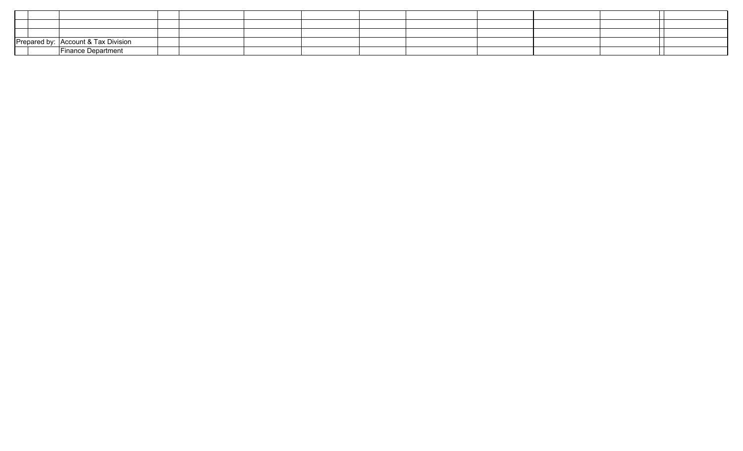| | | | | | | | | | | | | | |
|---|---|---|---|---|---|---|---|---|---|---|---|---|---|
| | | | | | | | | | | | | | |
| | | | | | | | | | | | | | |
| Prepared by: | | Account & Tax Division | | | | | | | | | | | |
| | | Finance Department | | | | | | | | | | | |